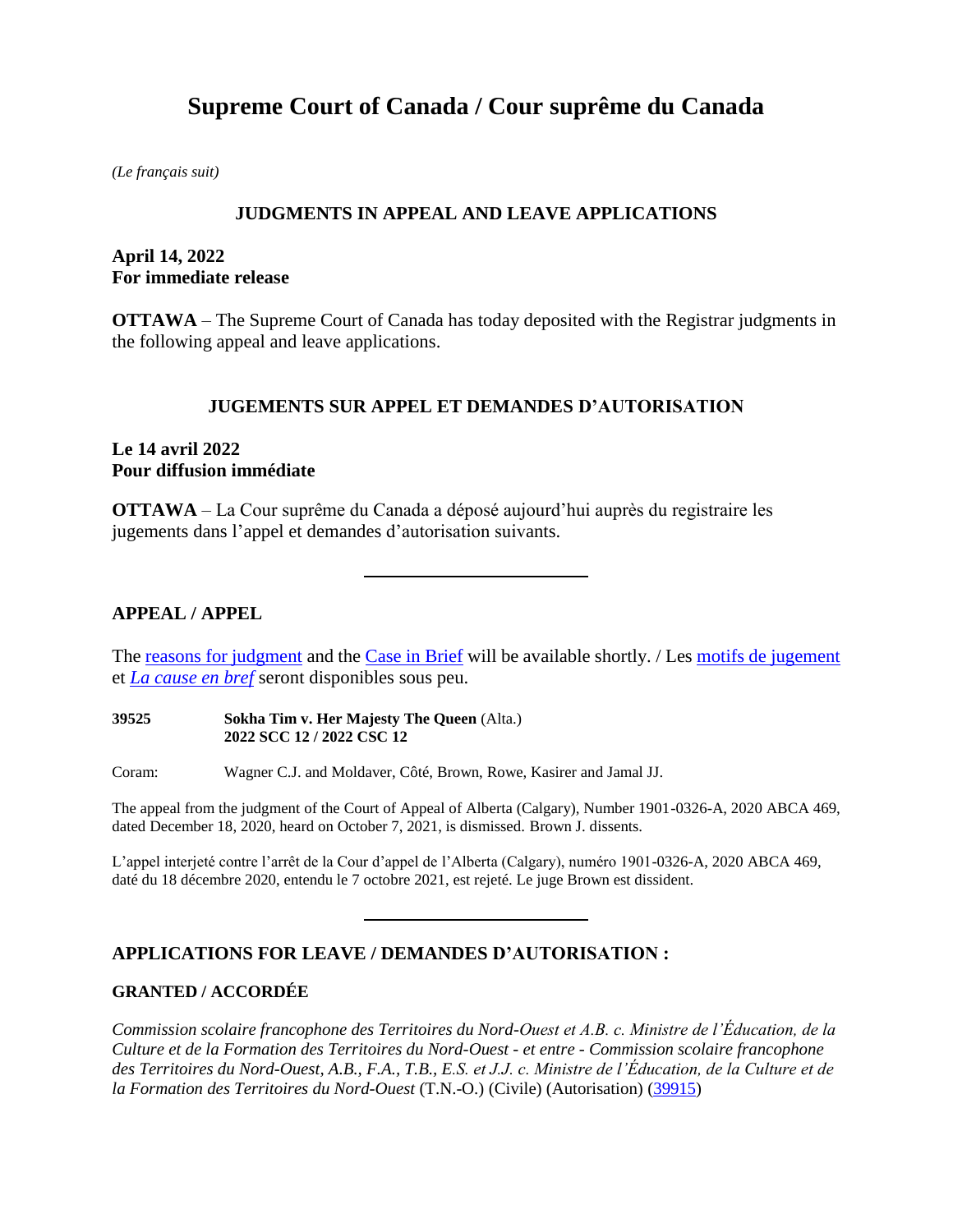# Supreme Court of Canada / Cour suprême du Canada

*(Le français suit)*

### JUDGMENTS IN APPEAL AND LEAVE APPLICATIONS

**April 14, 2022**
**For immediate release**

**OTTAWA** – The Supreme Court of Canada has today deposited with the Registrar judgments in the following appeal and leave applications.

### JUGEMENTS SUR APPEL ET DEMANDES D'AUTORISATION

**Le 14 avril 2022**
**Pour diffusion immédiate**

**OTTAWA** – La Cour suprême du Canada a déposé aujourd'hui auprès du registraire les jugements dans l'appel et demandes d'autorisation suivants.

---

## APPEAL / APPEL

The reasons for judgment and the Case in Brief will be available shortly. / Les motifs de jugement et *La cause en bref* seront disponibles sous peu.

**39525** **Sokha Tim v. Her Majesty The Queen** (Alta.)
**2022 SCC 12 / 2022 CSC 12**

Coram: Wagner C.J. and Moldaver, Côté, Brown, Rowe, Kasirer and Jamal JJ.

The appeal from the judgment of the Court of Appeal of Alberta (Calgary), Number 1901-0326-A, 2020 ABCA 469, dated December 18, 2020, heard on October 7, 2021, is dismissed. Brown J. dissents.

L'appel interjeté contre l'arrêt de la Cour d'appel de l'Alberta (Calgary), numéro 1901-0326-A, 2020 ABCA 469, daté du 18 décembre 2020, entendu le 7 octobre 2021, est rejeté. Le juge Brown est dissident.

---

## APPLICATIONS FOR LEAVE / DEMANDES D'AUTORISATION :

### GRANTED / ACCORDÉE

*Commission scolaire francophone des Territoires du Nord-Ouest et A.B. c. Ministre de l'Éducation, de la Culture et de la Formation des Territoires du Nord-Ouest - et entre - Commission scolaire francophone des Territoires du Nord-Ouest, A.B., F.A., T.B., E.S. et J.J. c. Ministre de l'Éducation, de la Culture et de la Formation des Territoires du Nord-Ouest* (T.N.-O.) (Civile) (Autorisation) (39915)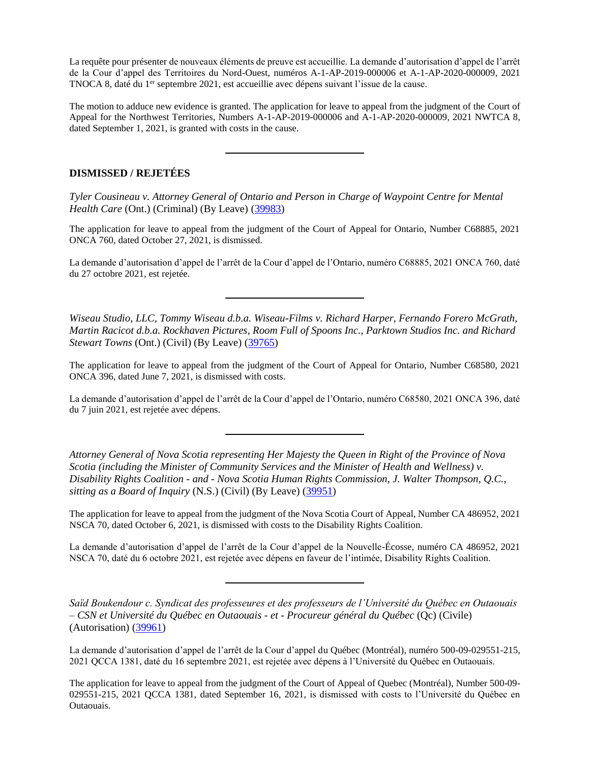La requête pour présenter de nouveaux éléments de preuve est accueillie. La demande d'autorisation d'appel de l'arrêt de la Cour d'appel des Territoires du Nord-Ouest, numéros A-1-AP-2019-000006 et A-1-AP-2020-000009, 2021 TNOCA 8, daté du 1er septembre 2021, est accueillie avec dépens suivant l'issue de la cause.

The motion to adduce new evidence is granted. The application for leave to appeal from the judgment of the Court of Appeal for the Northwest Territories, Numbers A-1-AP-2019-000006 and A-1-AP-2020-000009, 2021 NWTCA 8, dated September 1, 2021, is granted with costs in the cause.

---

**DISMISSED / REJETÉES**

*Tyler Cousineau v. Attorney General of Ontario and Person in Charge of Waypoint Centre for Mental Health Care* (Ont.) (Criminal) (By Leave) (39983)

The application for leave to appeal from the judgment of the Court of Appeal for Ontario, Number C68885, 2021 ONCA 760, dated October 27, 2021, is dismissed.

La demande d'autorisation d'appel de l'arrêt de la Cour d'appel de l'Ontario, numéro C68885, 2021 ONCA 760, daté du 27 octobre 2021, est rejetée.

---

*Wiseau Studio, LLC, Tommy Wiseau d.b.a. Wiseau-Films v. Richard Harper, Fernando Forero McGrath, Martin Racicot d.b.a. Rockhaven Pictures, Room Full of Spoons Inc., Parktown Studios Inc. and Richard Stewart Towns* (Ont.) (Civil) (By Leave) (39765)

The application for leave to appeal from the judgment of the Court of Appeal for Ontario, Number C68580, 2021 ONCA 396, dated June 7, 2021, is dismissed with costs.

La demande d'autorisation d'appel de l'arrêt de la Cour d'appel de l'Ontario, numéro C68580, 2021 ONCA 396, daté du 7 juin 2021, est rejetée avec dépens.

---

*Attorney General of Nova Scotia representing Her Majesty the Queen in Right of the Province of Nova Scotia (including the Minister of Community Services and the Minister of Health and Wellness) v. Disability Rights Coalition - and - Nova Scotia Human Rights Commission, J. Walter Thompson, Q.C., sitting as a Board of Inquiry* (N.S.) (Civil) (By Leave) (39951)

The application for leave to appeal from the judgment of the Nova Scotia Court of Appeal, Number CA 486952, 2021 NSCA 70, dated October 6, 2021, is dismissed with costs to the Disability Rights Coalition.

La demande d'autorisation d'appel de l'arrêt de la Cour d'appel de la Nouvelle-Écosse, numéro CA 486952, 2021 NSCA 70, daté du 6 octobre 2021, est rejetée avec dépens en faveur de l'intimée, Disability Rights Coalition.

---

*Saïd Boukendour c. Syndicat des professeures et des professeurs de l'Université du Québec en Outaouais – CSN et Université du Québec en Outaouais - et - Procureur général du Québec* (Qc) (Civile) (Autorisation) (39961)

La demande d'autorisation d'appel de l'arrêt de la Cour d'appel du Québec (Montréal), numéro 500-09-029551-215, 2021 QCCA 1381, daté du 16 septembre 2021, est rejetée avec dépens à l'Université du Québec en Outaouais.

The application for leave to appeal from the judgment of the Court of Appeal of Quebec (Montréal), Number 500-09-029551-215, 2021 QCCA 1381, dated September 16, 2021, is dismissed with costs to l'Université du Québec en Outaouais.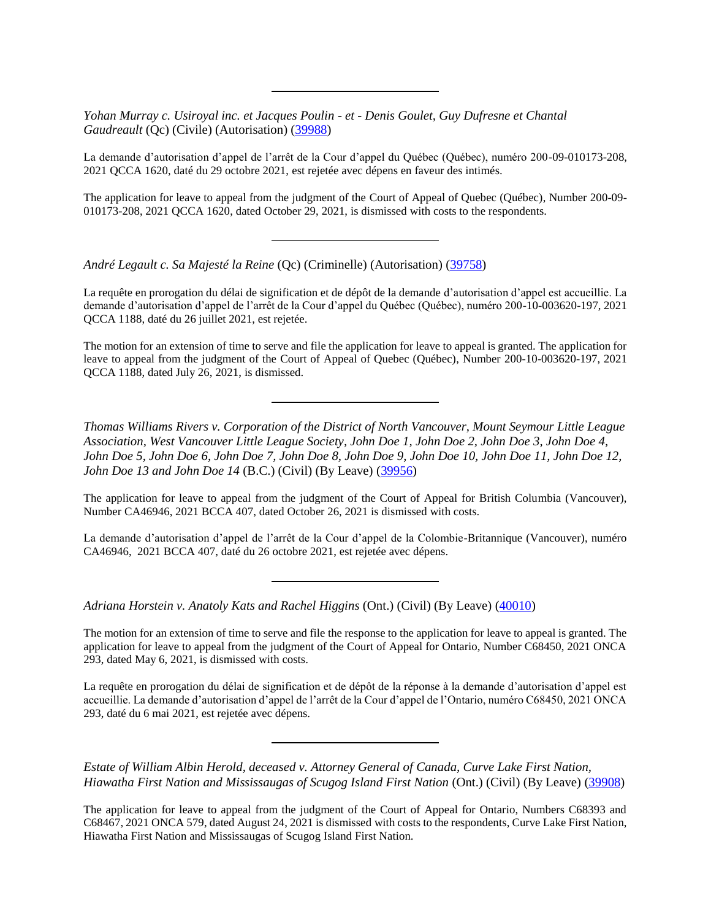---

*Yohan Murray c. Usiroyal inc. et Jacques Poulin - et - Denis Goulet, Guy Dufresne et Chantal Gaudreault* (Qc) (Civile) (Autorisation) (39988)

La demande d'autorisation d'appel de l'arrêt de la Cour d'appel du Québec (Québec), numéro 200-09-010173-208, 2021 QCCA 1620, daté du 29 octobre 2021, est rejetée avec dépens en faveur des intimés.

The application for leave to appeal from the judgment of the Court of Appeal of Quebec (Québec), Number 200-09-010173-208, 2021 QCCA 1620, dated October 29, 2021, is dismissed with costs to the respondents.

---

*André Legault c. Sa Majesté la Reine* (Qc) (Criminelle) (Autorisation) (39758)

La requête en prorogation du délai de signification et de dépôt de la demande d'autorisation d'appel est accueillie. La demande d'autorisation d'appel de l'arrêt de la Cour d'appel du Québec (Québec), numéro 200-10-003620-197, 2021 QCCA 1188, daté du 26 juillet 2021, est rejetée.

The motion for an extension of time to serve and file the application for leave to appeal is granted. The application for leave to appeal from the judgment of the Court of Appeal of Quebec (Québec), Number 200-10-003620-197, 2021 QCCA 1188, dated July 26, 2021, is dismissed.

---

*Thomas Williams Rivers v. Corporation of the District of North Vancouver, Mount Seymour Little League Association, West Vancouver Little League Society, John Doe 1, John Doe 2, John Doe 3, John Doe 4, John Doe 5, John Doe 6, John Doe 7, John Doe 8, John Doe 9, John Doe 10, John Doe 11, John Doe 12, John Doe 13 and John Doe 14* (B.C.) (Civil) (By Leave) (39956)

The application for leave to appeal from the judgment of the Court of Appeal for British Columbia (Vancouver), Number CA46946, 2021 BCCA 407, dated October 26, 2021 is dismissed with costs.

La demande d'autorisation d'appel de l'arrêt de la Cour d'appel de la Colombie-Britannique (Vancouver), numéro CA46946, 2021 BCCA 407, daté du 26 octobre 2021, est rejetée avec dépens.

---

*Adriana Horstein v. Anatoly Kats and Rachel Higgins* (Ont.) (Civil) (By Leave) (40010)

The motion for an extension of time to serve and file the response to the application for leave to appeal is granted. The application for leave to appeal from the judgment of the Court of Appeal for Ontario, Number C68450, 2021 ONCA 293, dated May 6, 2021, is dismissed with costs.

La requête en prorogation du délai de signification et de dépôt de la réponse à la demande d'autorisation d'appel est accueillie. La demande d'autorisation d'appel de l'arrêt de la Cour d'appel de l'Ontario, numéro C68450, 2021 ONCA 293, daté du 6 mai 2021, est rejetée avec dépens.

---

*Estate of William Albin Herold, deceased v. Attorney General of Canada, Curve Lake First Nation, Hiawatha First Nation and Mississaugas of Scugog Island First Nation* (Ont.) (Civil) (By Leave) (39908)

The application for leave to appeal from the judgment of the Court of Appeal for Ontario, Numbers C68393 and C68467, 2021 ONCA 579, dated August 24, 2021 is dismissed with costs to the respondents, Curve Lake First Nation, Hiawatha First Nation and Mississaugas of Scugog Island First Nation.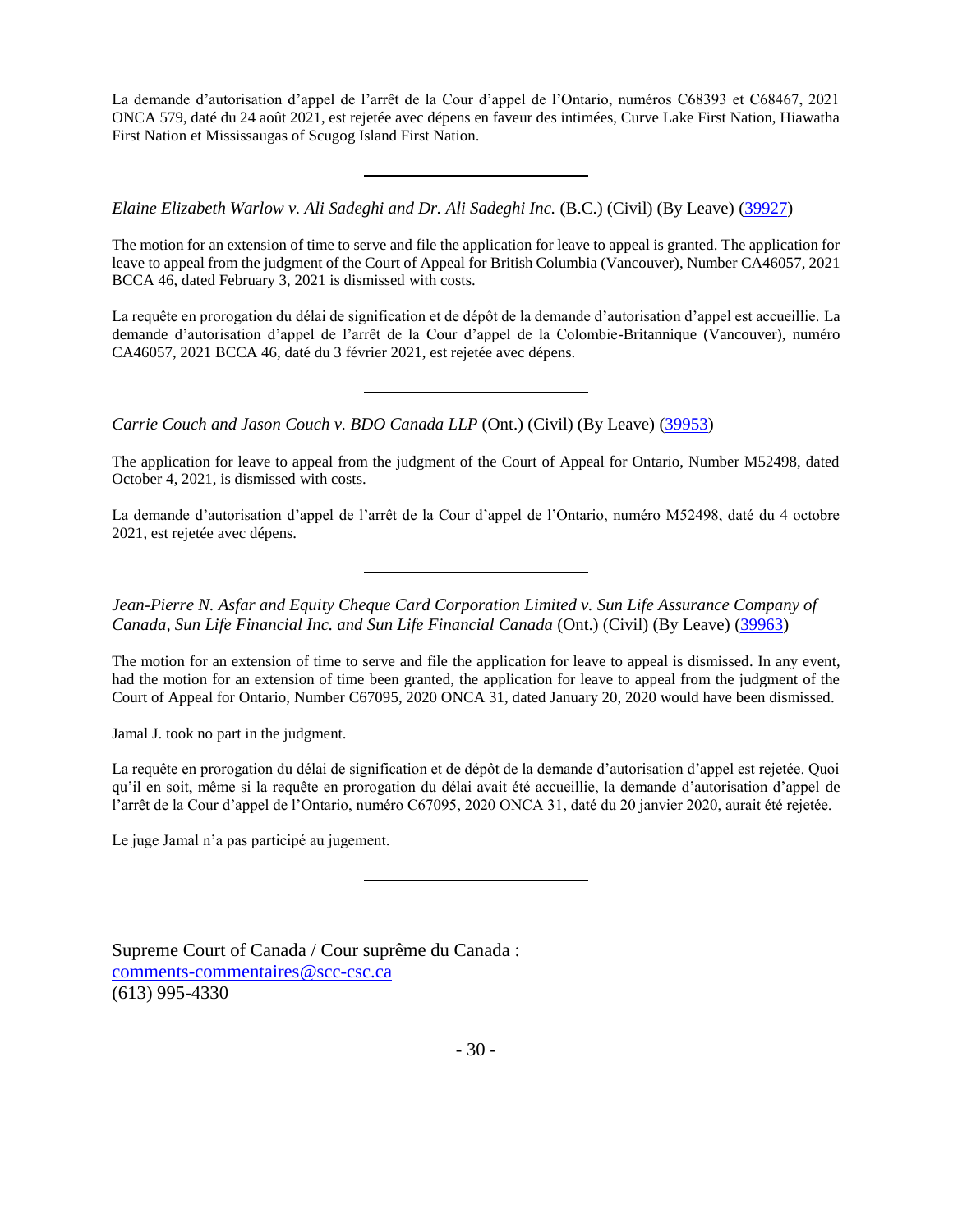La demande d’autorisation d’appel de l’arrêt de la Cour d’appel de l’Ontario, numéros C68393 et C68467, 2021 ONCA 579, daté du 24 août 2021, est rejetée avec dépens en faveur des intimées, Curve Lake First Nation, Hiawatha First Nation et Mississaugas of Scugog Island First Nation.

---

*Elaine Elizabeth Warlow v. Ali Sadeghi and Dr. Ali Sadeghi Inc.* (B.C.) (Civil) (By Leave) (39927)

The motion for an extension of time to serve and file the application for leave to appeal is granted. The application for leave to appeal from the judgment of the Court of Appeal for British Columbia (Vancouver), Number CA46057, 2021 BCCA 46, dated February 3, 2021 is dismissed with costs.

La requête en prorogation du délai de signification et de dépôt de la demande d’autorisation d’appel est accueillie. La demande d’autorisation d’appel de l’arrêt de la Cour d’appel de la Colombie-Britannique (Vancouver), numéro CA46057, 2021 BCCA 46, daté du 3 février 2021, est rejetée avec dépens.

---

*Carrie Couch and Jason Couch v. BDO Canada LLP* (Ont.) (Civil) (By Leave) (39953)

The application for leave to appeal from the judgment of the Court of Appeal for Ontario, Number M52498, dated October 4, 2021, is dismissed with costs.

La demande d’autorisation d’appel de l’arrêt de la Cour d’appel de l’Ontario, numéro M52498, daté du 4 octobre 2021, est rejetée avec dépens.

---

*Jean-Pierre N. Asfar and Equity Cheque Card Corporation Limited v. Sun Life Assurance Company of Canada, Sun Life Financial Inc. and Sun Life Financial Canada* (Ont.) (Civil) (By Leave) (39963)

The motion for an extension of time to serve and file the application for leave to appeal is dismissed. In any event, had the motion for an extension of time been granted, the application for leave to appeal from the judgment of the Court of Appeal for Ontario, Number C67095, 2020 ONCA 31, dated January 20, 2020 would have been dismissed.

Jamal J. took no part in the judgment.

La requête en prorogation du délai de signification et de dépôt de la demande d’autorisation d’appel est rejetée. Quoi qu’il en soit, même si la requête en prorogation du délai avait été accueillie, la demande d’autorisation d’appel de l’arrêt de la Cour d’appel de l’Ontario, numéro C67095, 2020 ONCA 31, daté du 20 janvier 2020, aurait été rejetée.

Le juge Jamal n’a pas participé au jugement.

---

Supreme Court of Canada / Cour suprême du Canada :
comments-commentaires@scc-csc.ca
(613) 995-4330